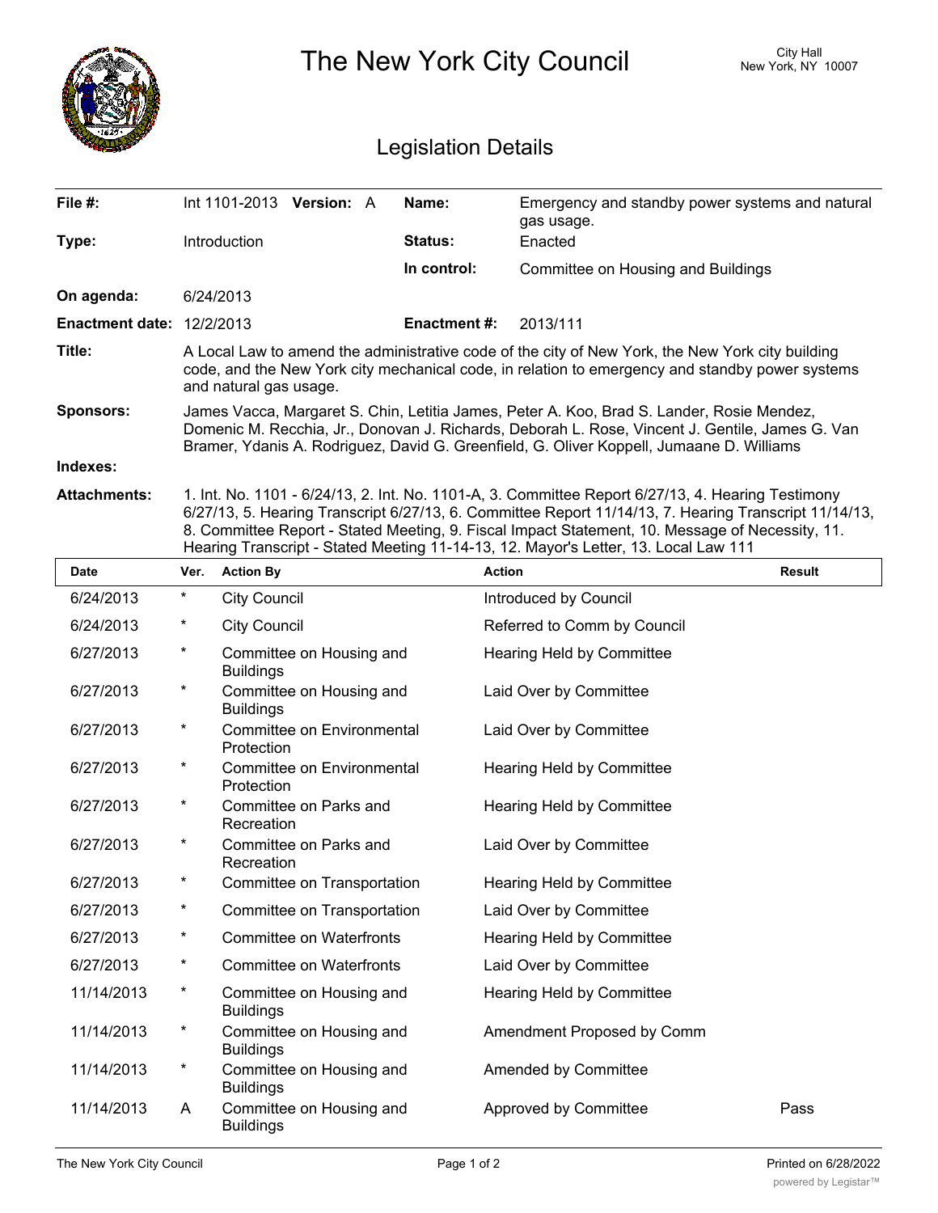# The New York City Council

City Hall
New York, NY 10007

## Legislation Details

| | | | |
|---|---|---|---|
| **File #:** | Int 1101-2013 **Version:** A | **Name:** | Emergency and standby power systems and natural gas usage. |
| **Type:** | Introduction | **Status:** | Enacted |
| | | **In control:** | Committee on Housing and Buildings |
| **On agenda:** | 6/24/2013 | | |
| **Enactment date:** | 12/2/2013 | **Enactment #:** | 2013/111 |

**Title:** A Local Law to amend the administrative code of the city of New York, the New York city building code, and the New York city mechanical code, in relation to emergency and standby power systems and natural gas usage.

**Sponsors:** James Vacca, Margaret S. Chin, Letitia James, Peter A. Koo, Brad S. Lander, Rosie Mendez, Domenic M. Recchia, Jr., Donovan J. Richards, Deborah L. Rose, Vincent J. Gentile, James G. Van Bramer, Ydanis A. Rodriguez, David G. Greenfield, G. Oliver Koppell, Jumaane D. Williams

**Indexes:**

**Attachments:** 1. Int. No. 1101 - 6/24/13, 2. Int. No. 1101-A, 3. Committee Report 6/27/13, 4. Hearing Testimony 6/27/13, 5. Hearing Transcript 6/27/13, 6. Committee Report 11/14/13, 7. Hearing Transcript 11/14/13, 8. Committee Report - Stated Meeting, 9. Fiscal Impact Statement, 10. Message of Necessity, 11. Hearing Transcript - Stated Meeting 11-14-13, 12. Mayor's Letter, 13. Local Law 111

| Date | Ver. | Action By | Action | Result |
|---|---|---|---|---|
| 6/24/2013 | * | City Council | Introduced by Council | |
| 6/24/2013 | * | City Council | Referred to Comm by Council | |
| 6/27/2013 | * | Committee on Housing and Buildings | Hearing Held by Committee | |
| 6/27/2013 | * | Committee on Housing and Buildings | Laid Over by Committee | |
| 6/27/2013 | * | Committee on Environmental Protection | Laid Over by Committee | |
| 6/27/2013 | * | Committee on Environmental Protection | Hearing Held by Committee | |
| 6/27/2013 | * | Committee on Parks and Recreation | Hearing Held by Committee | |
| 6/27/2013 | * | Committee on Parks and Recreation | Laid Over by Committee | |
| 6/27/2013 | * | Committee on Transportation | Hearing Held by Committee | |
| 6/27/2013 | * | Committee on Transportation | Laid Over by Committee | |
| 6/27/2013 | * | Committee on Waterfronts | Hearing Held by Committee | |
| 6/27/2013 | * | Committee on Waterfronts | Laid Over by Committee | |
| 11/14/2013 | * | Committee on Housing and Buildings | Hearing Held by Committee | |
| 11/14/2013 | * | Committee on Housing and Buildings | Amendment Proposed by Comm | |
| 11/14/2013 | * | Committee on Housing and Buildings | Amended by Committee | |
| 11/14/2013 | A | Committee on Housing and Buildings | Approved by Committee | Pass |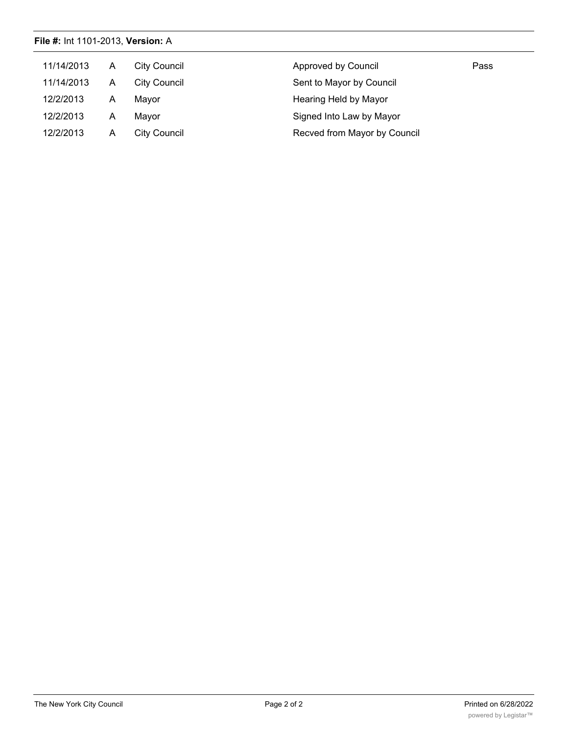**File #:** Int 1101-2013, **Version:** A

| | | | | |
|---|---|---|---|---|
| 11/14/2013 | A | City Council | Approved by Council | Pass |
| 11/14/2013 | A | City Council | Sent to Mayor by Council | |
| 12/2/2013 | A | Mayor | Hearing Held by Mayor | |
| 12/2/2013 | A | Mayor | Signed Into Law by Mayor | |
| 12/2/2013 | A | City Council | Recved from Mayor by Council | |